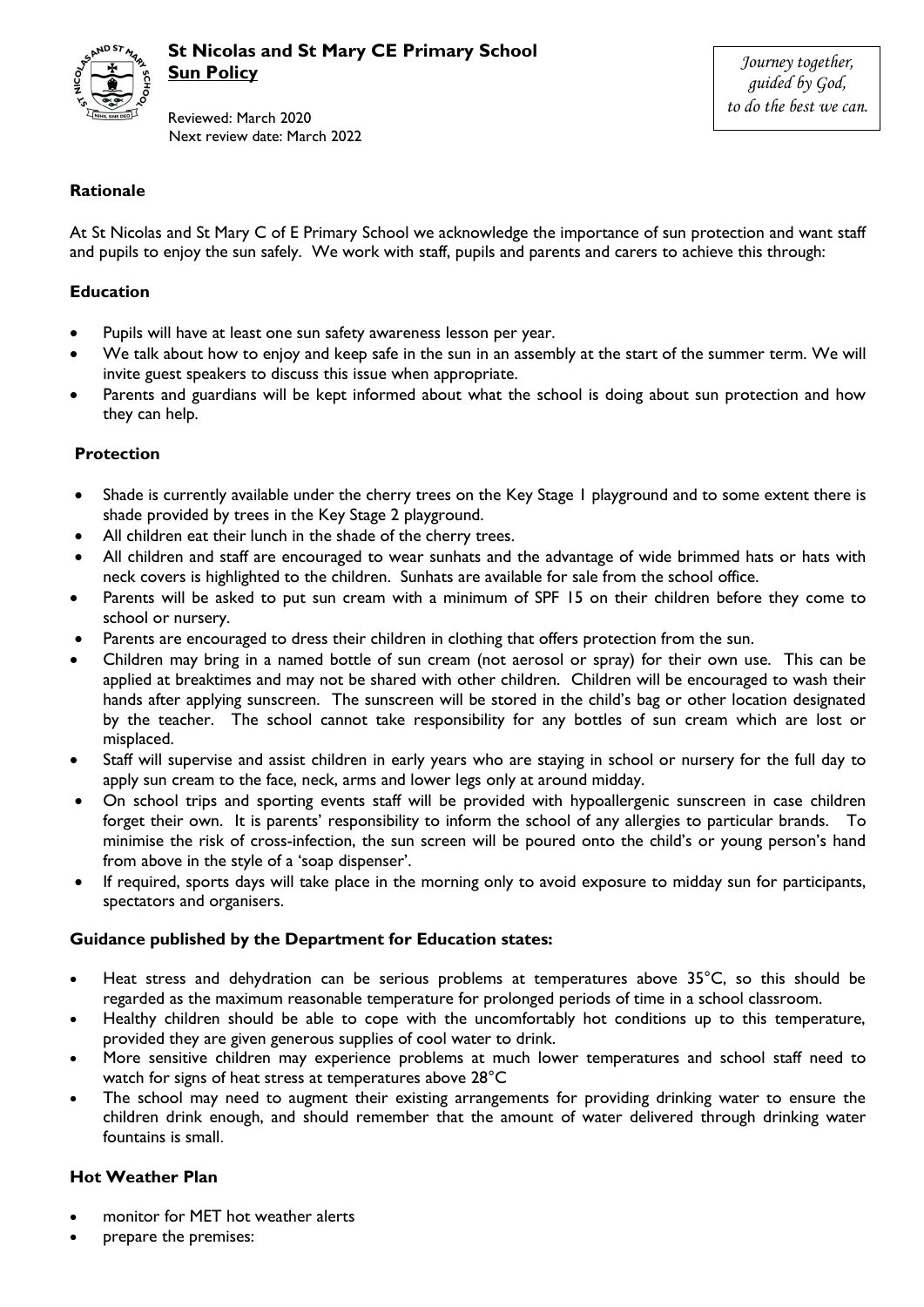# St Nicolas and St Mary CE Primary School
## Sun Policy

Reviewed: March 2020
Next review date: March 2022

*Journey together, guided by God, to do the best we can.*

### Rationale

At St Nicolas and St Mary C of E Primary School we acknowledge the importance of sun protection and want staff and pupils to enjoy the sun safely. We work with staff, pupils and parents and carers to achieve this through:

### Education

- Pupils will have at least one sun safety awareness lesson per year.
- We talk about how to enjoy and keep safe in the sun in an assembly at the start of the summer term. We will invite guest speakers to discuss this issue when appropriate.
- Parents and guardians will be kept informed about what the school is doing about sun protection and how they can help.

### Protection

- Shade is currently available under the cherry trees on the Key Stage 1 playground and to some extent there is shade provided by trees in the Key Stage 2 playground.
- All children eat their lunch in the shade of the cherry trees.
- All children and staff are encouraged to wear sunhats and the advantage of wide brimmed hats or hats with neck covers is highlighted to the children. Sunhats are available for sale from the school office.
- Parents will be asked to put sun cream with a minimum of SPF 15 on their children before they come to school or nursery.
- Parents are encouraged to dress their children in clothing that offers protection from the sun.
- Children may bring in a named bottle of sun cream (not aerosol or spray) for their own use. This can be applied at breaktimes and may not be shared with other children. Children will be encouraged to wash their hands after applying sunscreen. The sunscreen will be stored in the child's bag or other location designated by the teacher. The school cannot take responsibility for any bottles of sun cream which are lost or misplaced.
- Staff will supervise and assist children in early years who are staying in school or nursery for the full day to apply sun cream to the face, neck, arms and lower legs only at around midday.
- On school trips and sporting events staff will be provided with hypoallergenic sunscreen in case children forget their own. It is parents' responsibility to inform the school of any allergies to particular brands. To minimise the risk of cross-infection, the sun screen will be poured onto the child's or young person's hand from above in the style of a 'soap dispenser'.
- If required, sports days will take place in the morning only to avoid exposure to midday sun for participants, spectators and organisers.

### Guidance published by the Department for Education states:

- Heat stress and dehydration can be serious problems at temperatures above 35°C, so this should be regarded as the maximum reasonable temperature for prolonged periods of time in a school classroom.
- Healthy children should be able to cope with the uncomfortably hot conditions up to this temperature, provided they are given generous supplies of cool water to drink.
- More sensitive children may experience problems at much lower temperatures and school staff need to watch for signs of heat stress at temperatures above 28°C
- The school may need to augment their existing arrangements for providing drinking water to ensure the children drink enough, and should remember that the amount of water delivered through drinking water fountains is small.

### Hot Weather Plan

- monitor for MET hot weather alerts
- prepare the premises: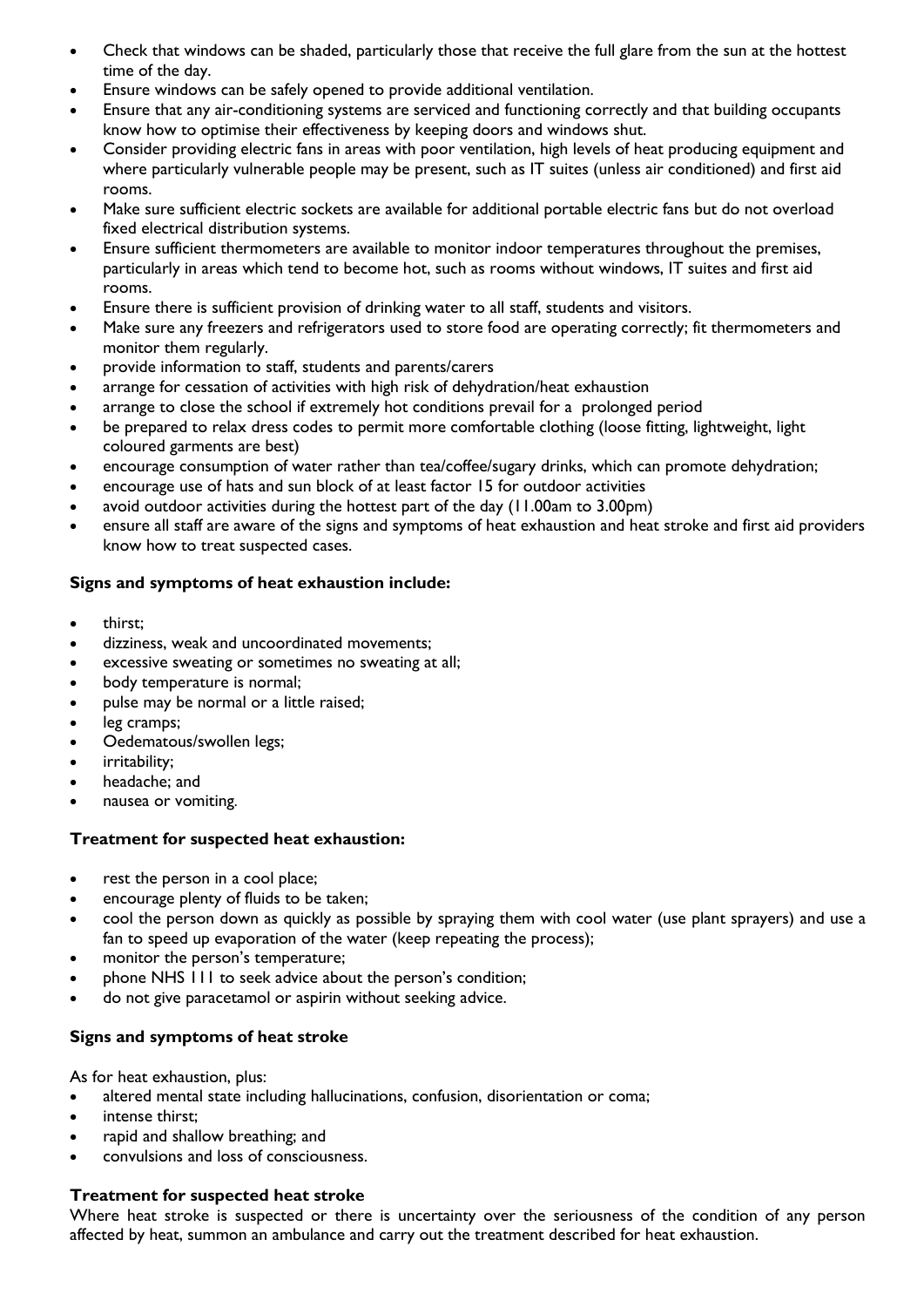- Check that windows can be shaded, particularly those that receive the full glare from the sun at the hottest time of the day.
- Ensure windows can be safely opened to provide additional ventilation.
- Ensure that any air-conditioning systems are serviced and functioning correctly and that building occupants know how to optimise their effectiveness by keeping doors and windows shut.
- Consider providing electric fans in areas with poor ventilation, high levels of heat producing equipment and where particularly vulnerable people may be present, such as IT suites (unless air conditioned) and first aid rooms.
- Make sure sufficient electric sockets are available for additional portable electric fans but do not overload fixed electrical distribution systems.
- Ensure sufficient thermometers are available to monitor indoor temperatures throughout the premises, particularly in areas which tend to become hot, such as rooms without windows, IT suites and first aid rooms.
- Ensure there is sufficient provision of drinking water to all staff, students and visitors.
- Make sure any freezers and refrigerators used to store food are operating correctly; fit thermometers and monitor them regularly.
- provide information to staff, students and parents/carers
- arrange for cessation of activities with high risk of dehydration/heat exhaustion
- arrange to close the school if extremely hot conditions prevail for a prolonged period
- be prepared to relax dress codes to permit more comfortable clothing (loose fitting, lightweight, light coloured garments are best)
- encourage consumption of water rather than tea/coffee/sugary drinks, which can promote dehydration;
- encourage use of hats and sun block of at least factor 15 for outdoor activities
- avoid outdoor activities during the hottest part of the day (11.00am to 3.00pm)
- ensure all staff are aware of the signs and symptoms of heat exhaustion and heat stroke and first aid providers know how to treat suspected cases.

**Signs and symptoms of heat exhaustion include:**

- thirst;
- dizziness, weak and uncoordinated movements;
- excessive sweating or sometimes no sweating at all;
- body temperature is normal;
- pulse may be normal or a little raised;
- leg cramps;
- Oedematous/swollen legs;
- irritability;
- headache; and
- nausea or vomiting.

**Treatment for suspected heat exhaustion:**

- rest the person in a cool place;
- encourage plenty of fluids to be taken;
- cool the person down as quickly as possible by spraying them with cool water (use plant sprayers) and use a fan to speed up evaporation of the water (keep repeating the process);
- monitor the person's temperature;
- phone NHS 111 to seek advice about the person's condition;
- do not give paracetamol or aspirin without seeking advice.

**Signs and symptoms of heat stroke**

As for heat exhaustion, plus:

- altered mental state including hallucinations, confusion, disorientation or coma;
- intense thirst;
- rapid and shallow breathing; and
- convulsions and loss of consciousness.

**Treatment for suspected heat stroke**

Where heat stroke is suspected or there is uncertainty over the seriousness of the condition of any person affected by heat, summon an ambulance and carry out the treatment described for heat exhaustion.